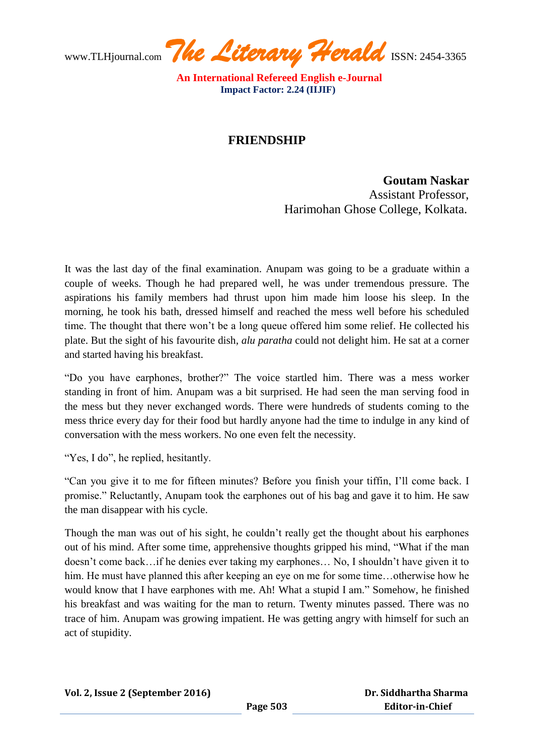# FRIENDSHIP

**Goutam Naskar**
Assistant Professor,
Harimohan Ghose College, Kolkata.

It was the last day of the final examination. Anupam was going to be a graduate within a couple of weeks. Though he had prepared well, he was under tremendous pressure. The aspirations his family members had thrust upon him made him loose his sleep. In the morning, he took his bath, dressed himself and reached the mess well before his scheduled time. The thought that there won't be a long queue offered him some relief. He collected his plate. But the sight of his favourite dish, *alu paratha* could not delight him. He sat at a corner and started having his breakfast.

"Do you have earphones, brother?" The voice startled him. There was a mess worker standing in front of him. Anupam was a bit surprised. He had seen the man serving food in the mess but they never exchanged words. There were hundreds of students coming to the mess thrice every day for their food but hardly anyone had the time to indulge in any kind of conversation with the mess workers. No one even felt the necessity.

"Yes, I do", he replied, hesitantly.

"Can you give it to me for fifteen minutes? Before you finish your tiffin, I'll come back. I promise." Reluctantly, Anupam took the earphones out of his bag and gave it to him. He saw the man disappear with his cycle.

Though the man was out of his sight, he couldn't really get the thought about his earphones out of his mind. After some time, apprehensive thoughts gripped his mind, "What if the man doesn't come back…if he denies ever taking my earphones… No, I shouldn't have given it to him. He must have planned this after keeping an eye on me for some time…otherwise how he would know that I have earphones with me. Ah! What a stupid I am." Somehow, he finished his breakfast and was waiting for the man to return. Twenty minutes passed. There was no trace of him. Anupam was growing impatient. He was getting angry with himself for such an act of stupidity.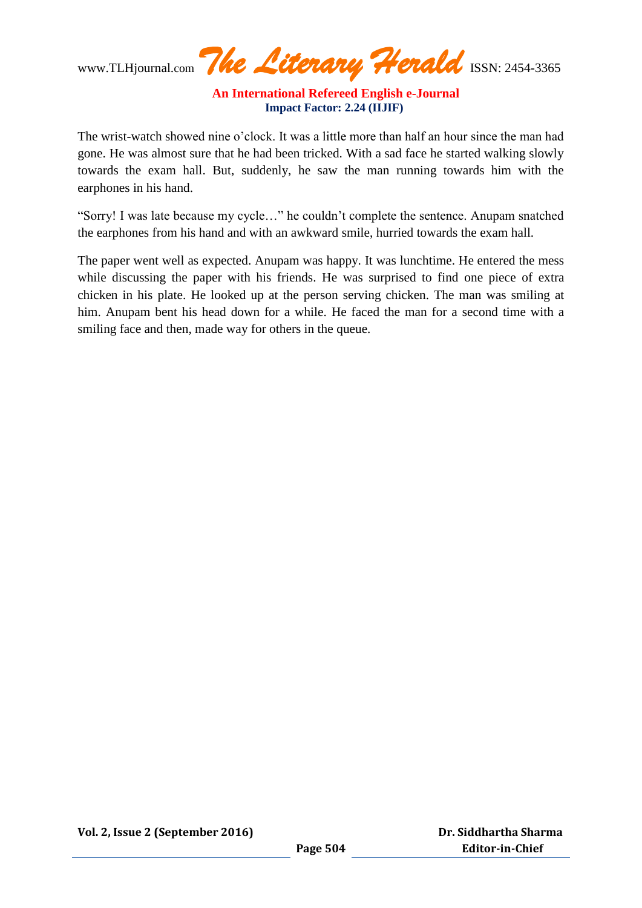The wrist-watch showed nine o'clock. It was a little more than half an hour since the man had gone. He was almost sure that he had been tricked. With a sad face he started walking slowly towards the exam hall. But, suddenly, he saw the man running towards him with the earphones in his hand.

"Sorry! I was late because my cycle…" he couldn't complete the sentence. Anupam snatched the earphones from his hand and with an awkward smile, hurried towards the exam hall.

The paper went well as expected. Anupam was happy. It was lunchtime. He entered the mess while discussing the paper with his friends. He was surprised to find one piece of extra chicken in his plate. He looked up at the person serving chicken. The man was smiling at him. Anupam bent his head down for a while. He faced the man for a second time with a smiling face and then, made way for others in the queue.